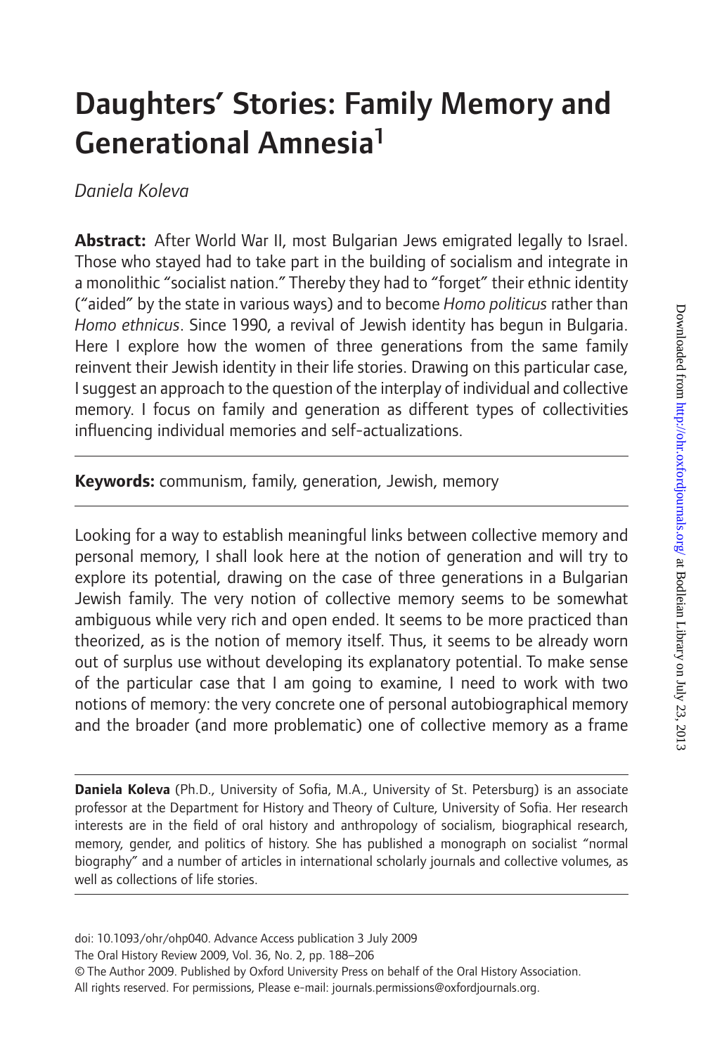# Daughters' Stories: Family Memory and Generational Amnesia[1]

*Daniela Koleva*

**Abstract:** After World War II, most Bulgarian Jews emigrated legally to Israel. Those who stayed had to take part in the building of socialism and integrate in a monolithic "socialist nation." Thereby they had to "forget" their ethnic identity ("aided" by the state in various ways) and to become *Homo politicus* rather than *Homo ethnicus*. Since 1990, a revival of Jewish identity has begun in Bulgaria. Here I explore how the women of three generations from the same family reinvent their Jewish identity in their life stories. Drawing on this particular case, I suggest an approach to the question of the interplay of individual and collective memory. I focus on family and generation as different types of collectivities influencing individual memories and self-actualizations.

**Keywords:** communism, family, generation, Jewish, memory

Looking for a way to establish meaningful links between collective memory and personal memory, I shall look here at the notion of generation and will try to explore its potential, drawing on the case of three generations in a Bulgarian Jewish family. The very notion of collective memory seems to be somewhat ambiguous while very rich and open ended. It seems to be more practiced than theorized, as is the notion of memory itself. Thus, it seems to be already worn out of surplus use without developing its explanatory potential. To make sense of the particular case that I am going to examine, I need to work with two notions of memory: the very concrete one of personal autobiographical memory and the broader (and more problematic) one of collective memory as a frame

---

**Daniela Koleva** (Ph.D., University of Sofia, M.A., University of St. Petersburg) is an associate professor at the Department for History and Theory of Culture, University of Sofia. Her research interests are in the field of oral history and anthropology of socialism, biographical research, memory, gender, and politics of history. She has published a monograph on socialist "normal biography" and a number of articles in international scholarly journals and collective volumes, as well as collections of life stories.

---

doi: 10.1093/ohr/ohp040. Advance Access publication 3 July 2009

The Oral History Review 2009, Vol. 36, No. 2, pp. 188–206

© The Author 2009. Published by Oxford University Press on behalf of the Oral History Association. All rights reserved. For permissions, Please e-mail: journals.permissions@oxfordjournals.org.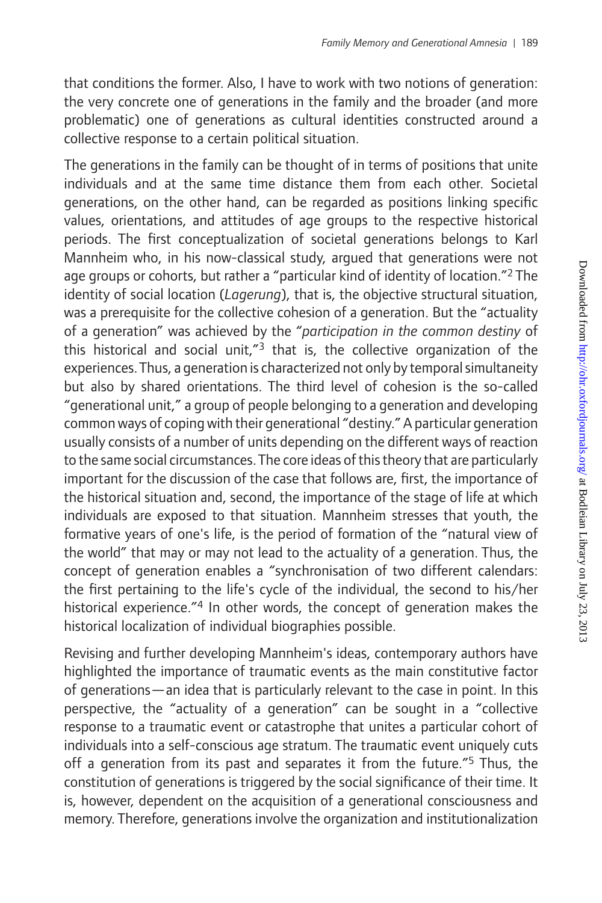that conditions the former. Also, I have to work with two notions of generation: the very concrete one of generations in the family and the broader (and more problematic) one of generations as cultural identities constructed around a collective response to a certain political situation.

The generations in the family can be thought of in terms of positions that unite individuals and at the same time distance them from each other. Societal generations, on the other hand, can be regarded as positions linking specific values, orientations, and attitudes of age groups to the respective historical periods. The first conceptualization of societal generations belongs to Karl Mannheim who, in his now-classical study, argued that generations were not age groups or cohorts, but rather a "particular kind of identity of location."[2] The identity of social location (*Lagerung*), that is, the objective structural situation, was a prerequisite for the collective cohesion of a generation. But the "actuality of a generation" was achieved by the "*participation in the common destiny* of this historical and social unit,"[3] that is, the collective organization of the experiences. Thus, a generation is characterized not only by temporal simultaneity but also by shared orientations. The third level of cohesion is the so-called "generational unit," a group of people belonging to a generation and developing common ways of coping with their generational "destiny." A particular generation usually consists of a number of units depending on the different ways of reaction to the same social circumstances. The core ideas of this theory that are particularly important for the discussion of the case that follows are, first, the importance of the historical situation and, second, the importance of the stage of life at which individuals are exposed to that situation. Mannheim stresses that youth, the formative years of one's life, is the period of formation of the "natural view of the world" that may or may not lead to the actuality of a generation. Thus, the concept of generation enables a "synchronisation of two different calendars: the first pertaining to the life's cycle of the individual, the second to his/her historical experience."[4] In other words, the concept of generation makes the historical localization of individual biographies possible.

Revising and further developing Mannheim's ideas, contemporary authors have highlighted the importance of traumatic events as the main constitutive factor of generations—an idea that is particularly relevant to the case in point. In this perspective, the "actuality of a generation" can be sought in a "collective response to a traumatic event or catastrophe that unites a particular cohort of individuals into a self-conscious age stratum. The traumatic event uniquely cuts off a generation from its past and separates it from the future."[5] Thus, the constitution of generations is triggered by the social significance of their time. It is, however, dependent on the acquisition of a generational consciousness and memory. Therefore, generations involve the organization and institutionalization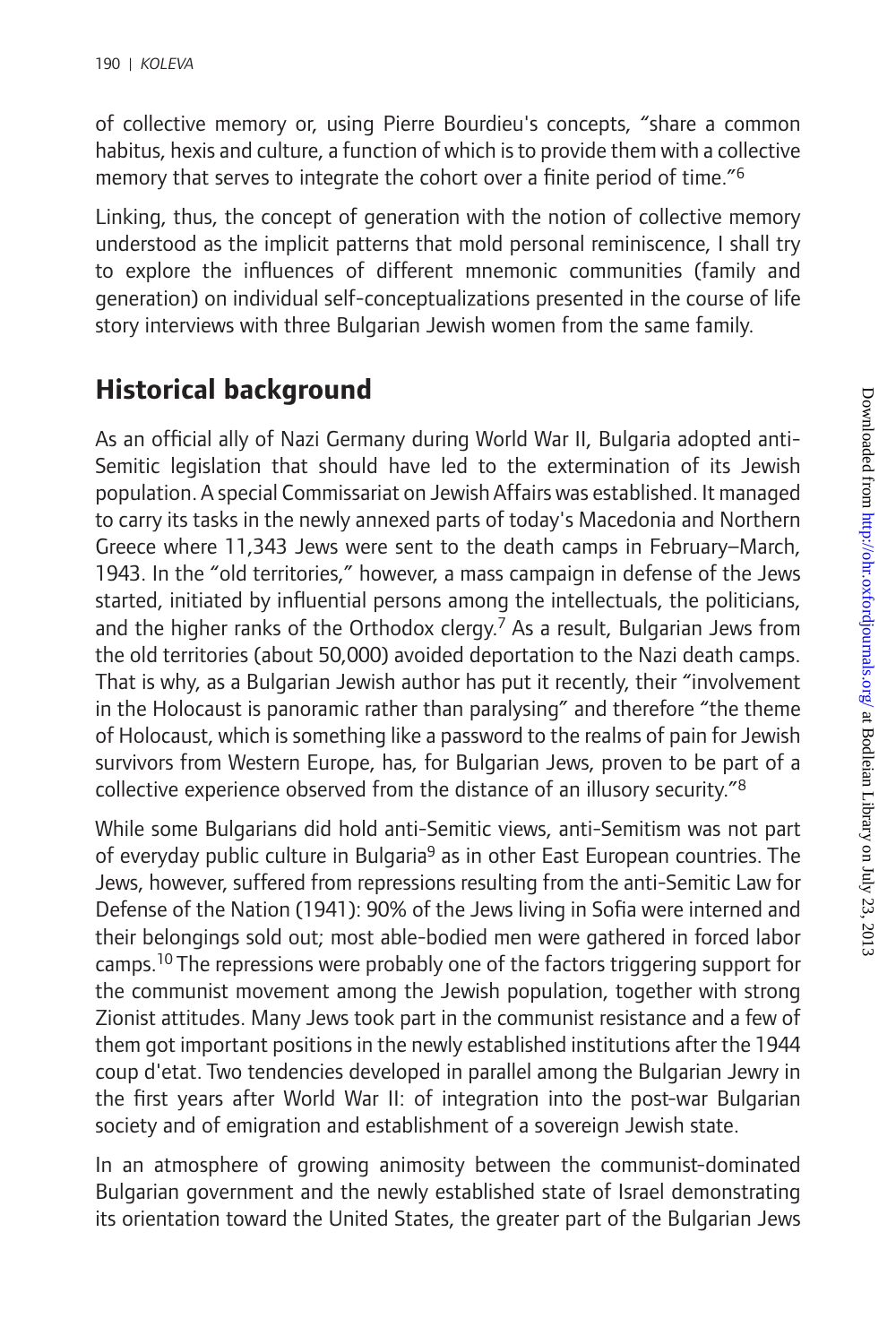of collective memory or, using Pierre Bourdieu's concepts, "share a common habitus, hexis and culture, a function of which is to provide them with a collective memory that serves to integrate the cohort over a finite period of time."[6]

Linking, thus, the concept of generation with the notion of collective memory understood as the implicit patterns that mold personal reminiscence, I shall try to explore the influences of different mnemonic communities (family and generation) on individual self-conceptualizations presented in the course of life story interviews with three Bulgarian Jewish women from the same family.

## Historical background

As an official ally of Nazi Germany during World War II, Bulgaria adopted anti-Semitic legislation that should have led to the extermination of its Jewish population. A special Commissariat on Jewish Affairs was established. It managed to carry its tasks in the newly annexed parts of today's Macedonia and Northern Greece where 11,343 Jews were sent to the death camps in February–March, 1943. In the "old territories," however, a mass campaign in defense of the Jews started, initiated by influential persons among the intellectuals, the politicians, and the higher ranks of the Orthodox clergy.[7] As a result, Bulgarian Jews from the old territories (about 50,000) avoided deportation to the Nazi death camps. That is why, as a Bulgarian Jewish author has put it recently, their "involvement in the Holocaust is panoramic rather than paralysing" and therefore "the theme of Holocaust, which is something like a password to the realms of pain for Jewish survivors from Western Europe, has, for Bulgarian Jews, proven to be part of a collective experience observed from the distance of an illusory security."[8]

While some Bulgarians did hold anti-Semitic views, anti-Semitism was not part of everyday public culture in Bulgaria[9] as in other East European countries. The Jews, however, suffered from repressions resulting from the anti-Semitic Law for Defense of the Nation (1941): 90% of the Jews living in Sofia were interned and their belongings sold out; most able-bodied men were gathered in forced labor camps.[10] The repressions were probably one of the factors triggering support for the communist movement among the Jewish population, together with strong Zionist attitudes. Many Jews took part in the communist resistance and a few of them got important positions in the newly established institutions after the 1944 coup d'etat. Two tendencies developed in parallel among the Bulgarian Jewry in the first years after World War II: of integration into the post-war Bulgarian society and of emigration and establishment of a sovereign Jewish state.

In an atmosphere of growing animosity between the communist-dominated Bulgarian government and the newly established state of Israel demonstrating its orientation toward the United States, the greater part of the Bulgarian Jews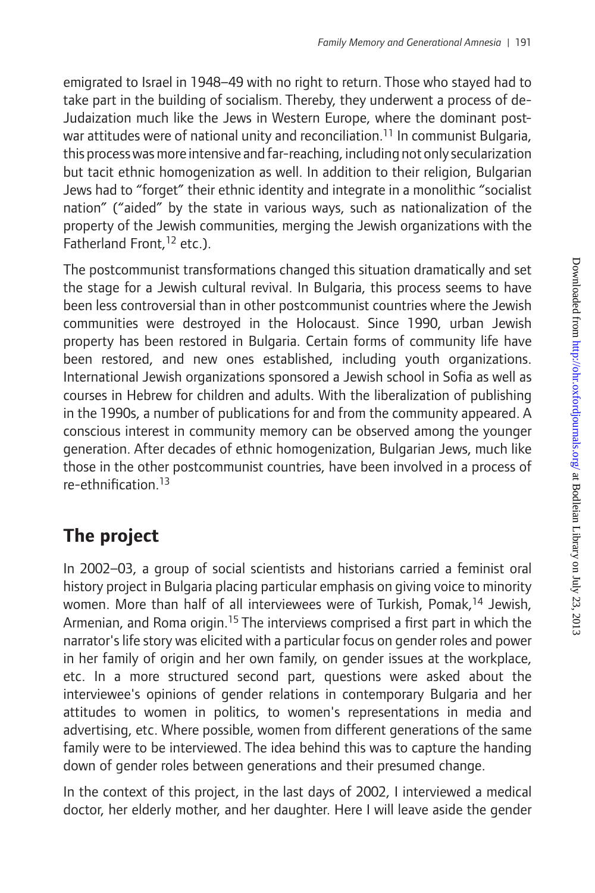emigrated to Israel in 1948–49 with no right to return. Those who stayed had to take part in the building of socialism. Thereby, they underwent a process of de-Judaization much like the Jews in Western Europe, where the dominant post-war attitudes were of national unity and reconciliation.[11] In communist Bulgaria, this process was more intensive and far-reaching, including not only secularization but tacit ethnic homogenization as well. In addition to their religion, Bulgarian Jews had to "forget" their ethnic identity and integrate in a monolithic "socialist nation" ("aided" by the state in various ways, such as nationalization of the property of the Jewish communities, merging the Jewish organizations with the Fatherland Front,[12] etc.).

The postcommunist transformations changed this situation dramatically and set the stage for a Jewish cultural revival. In Bulgaria, this process seems to have been less controversial than in other postcommunist countries where the Jewish communities were destroyed in the Holocaust. Since 1990, urban Jewish property has been restored in Bulgaria. Certain forms of community life have been restored, and new ones established, including youth organizations. International Jewish organizations sponsored a Jewish school in Sofia as well as courses in Hebrew for children and adults. With the liberalization of publishing in the 1990s, a number of publications for and from the community appeared. A conscious interest in community memory can be observed among the younger generation. After decades of ethnic homogenization, Bulgarian Jews, much like those in the other postcommunist countries, have been involved in a process of re-ethnification.[13]

## The project

In 2002–03, a group of social scientists and historians carried a feminist oral history project in Bulgaria placing particular emphasis on giving voice to minority women. More than half of all interviewees were of Turkish, Pomak,[14] Jewish, Armenian, and Roma origin.[15] The interviews comprised a first part in which the narrator's life story was elicited with a particular focus on gender roles and power in her family of origin and her own family, on gender issues at the workplace, etc. In a more structured second part, questions were asked about the interviewee's opinions of gender relations in contemporary Bulgaria and her attitudes to women in politics, to women's representations in media and advertising, etc. Where possible, women from different generations of the same family were to be interviewed. The idea behind this was to capture the handing down of gender roles between generations and their presumed change.

In the context of this project, in the last days of 2002, I interviewed a medical doctor, her elderly mother, and her daughter. Here I will leave aside the gender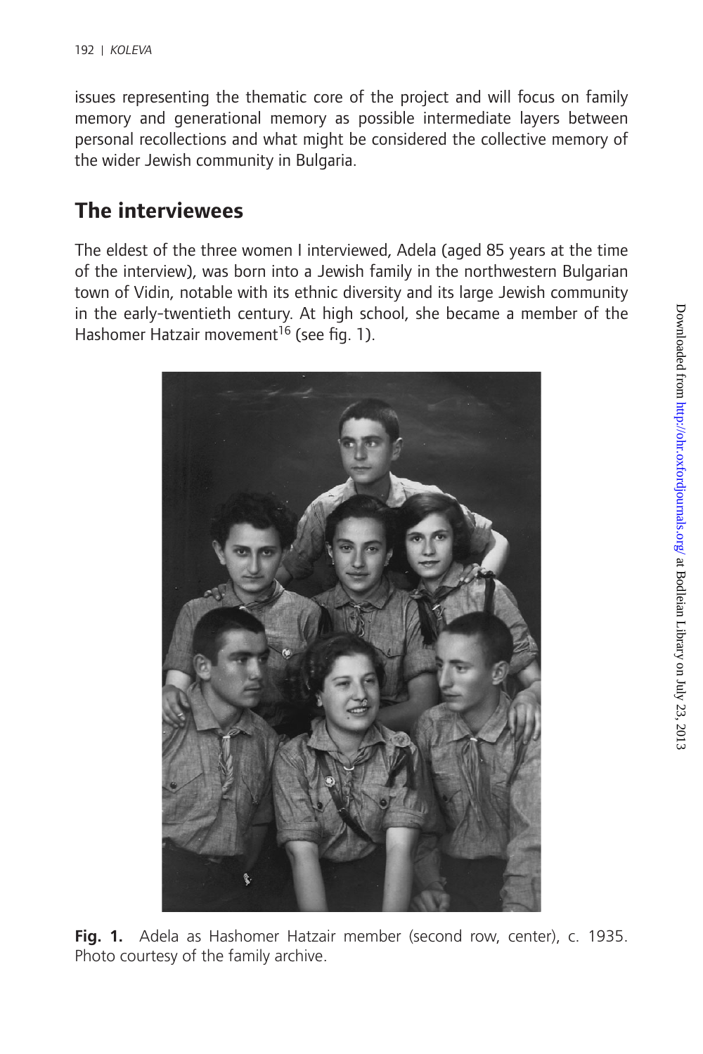issues representing the thematic core of the project and will focus on family memory and generational memory as possible intermediate layers between personal recollections and what might be considered the collective memory of the wider Jewish community in Bulgaria.

## The interviewees

The eldest of the three women I interviewed, Adela (aged 85 years at the time of the interview), was born into a Jewish family in the northwestern Bulgarian town of Vidin, notable with its ethnic diversity and its large Jewish community in the early-twentieth century. At high school, she became a member of the Hashomer Hatzair movement[16] (see fig. 1).

**Fig. 1.** Adela as Hashomer Hatzair member (second row, center), c. 1935. Photo courtesy of the family archive.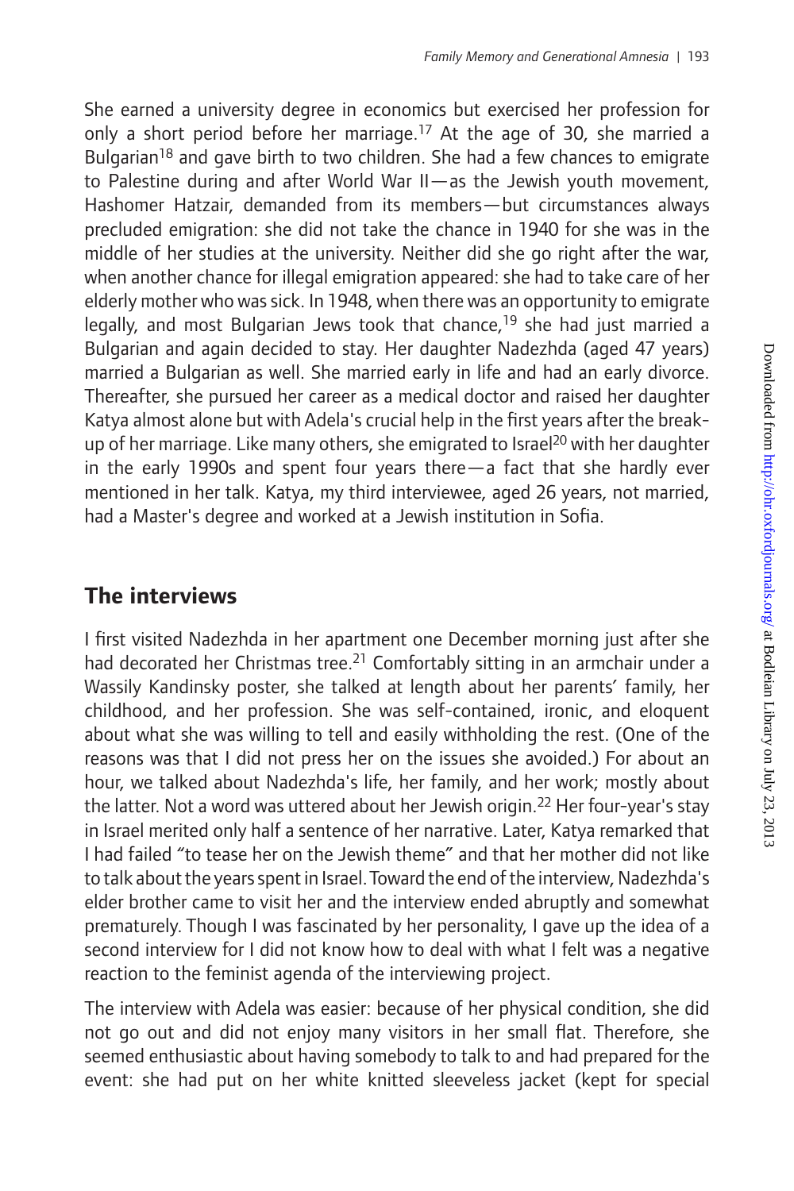She earned a university degree in economics but exercised her profession for only a short period before her marriage.[17] At the age of 30, she married a Bulgarian[18] and gave birth to two children. She had a few chances to emigrate to Palestine during and after World War II—as the Jewish youth movement, Hashomer Hatzair, demanded from its members—but circumstances always precluded emigration: she did not take the chance in 1940 for she was in the middle of her studies at the university. Neither did she go right after the war, when another chance for illegal emigration appeared: she had to take care of her elderly mother who was sick. In 1948, when there was an opportunity to emigrate legally, and most Bulgarian Jews took that chance,[19] she had just married a Bulgarian and again decided to stay. Her daughter Nadezhda (aged 47 years) married a Bulgarian as well. She married early in life and had an early divorce. Thereafter, she pursued her career as a medical doctor and raised her daughter Katya almost alone but with Adela's crucial help in the first years after the break-up of her marriage. Like many others, she emigrated to Israel[20] with her daughter in the early 1990s and spent four years there—a fact that she hardly ever mentioned in her talk. Katya, my third interviewee, aged 26 years, not married, had a Master's degree and worked at a Jewish institution in Sofia.

## The interviews

I first visited Nadezhda in her apartment one December morning just after she had decorated her Christmas tree.[21] Comfortably sitting in an armchair under a Wassily Kandinsky poster, she talked at length about her parents' family, her childhood, and her profession. She was self-contained, ironic, and eloquent about what she was willing to tell and easily withholding the rest. (One of the reasons was that I did not press her on the issues she avoided.) For about an hour, we talked about Nadezhda's life, her family, and her work; mostly about the latter. Not a word was uttered about her Jewish origin.[22] Her four-year's stay in Israel merited only half a sentence of her narrative. Later, Katya remarked that I had failed "to tease her on the Jewish theme" and that her mother did not like to talk about the years spent in Israel. Toward the end of the interview, Nadezhda's elder brother came to visit her and the interview ended abruptly and somewhat prematurely. Though I was fascinated by her personality, I gave up the idea of a second interview for I did not know how to deal with what I felt was a negative reaction to the feminist agenda of the interviewing project.

The interview with Adela was easier: because of her physical condition, she did not go out and did not enjoy many visitors in her small flat. Therefore, she seemed enthusiastic about having somebody to talk to and had prepared for the event: she had put on her white knitted sleeveless jacket (kept for special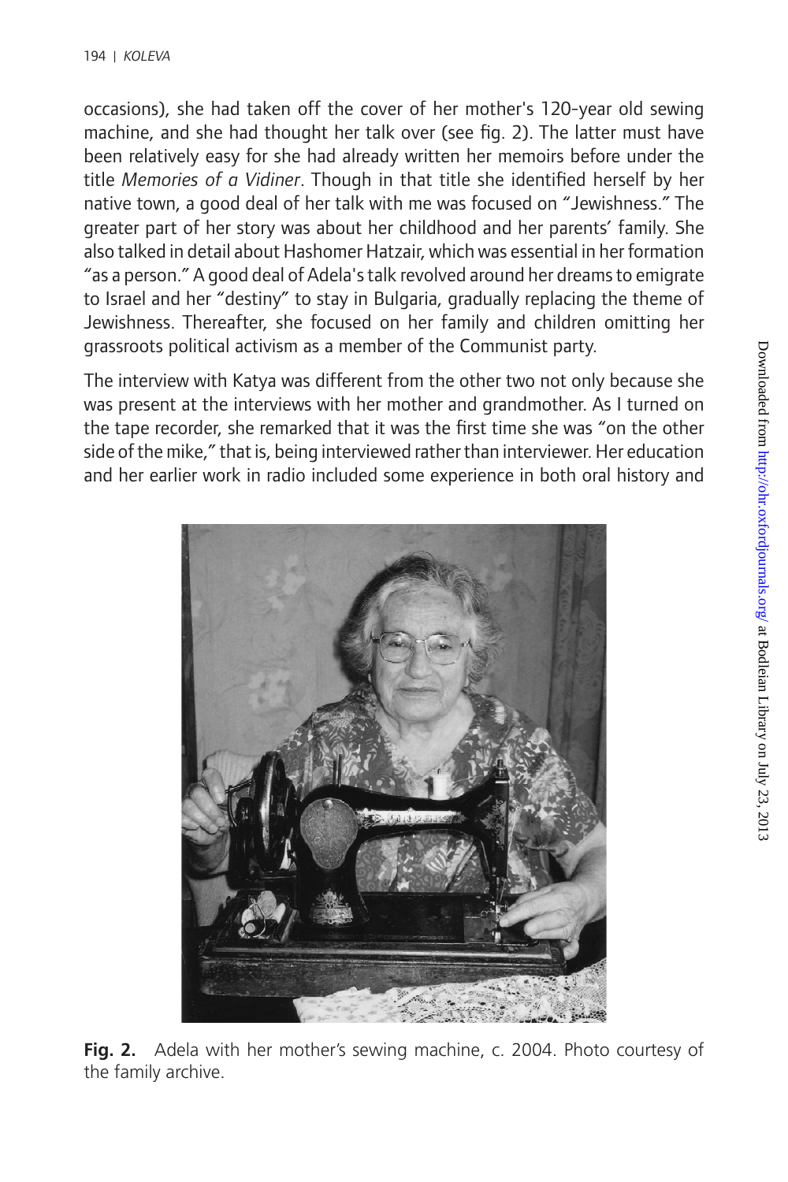occasions), she had taken off the cover of her mother's 120-year old sewing machine, and she had thought her talk over (see fig. 2). The latter must have been relatively easy for she had already written her memoirs before under the title *Memories of a Vidiner*. Though in that title she identified herself by her native town, a good deal of her talk with me was focused on "Jewishness." The greater part of her story was about her childhood and her parents' family. She also talked in detail about Hashomer Hatzair, which was essential in her formation "as a person." A good deal of Adela's talk revolved around her dreams to emigrate to Israel and her "destiny" to stay in Bulgaria, gradually replacing the theme of Jewishness. Thereafter, she focused on her family and children omitting her grassroots political activism as a member of the Communist party.

The interview with Katya was different from the other two not only because she was present at the interviews with her mother and grandmother. As I turned on the tape recorder, she remarked that it was the first time she was "on the other side of the mike," that is, being interviewed rather than interviewer. Her education and her earlier work in radio included some experience in both oral history and

**Fig. 2.** Adela with her mother's sewing machine, c. 2004. Photo courtesy of the family archive.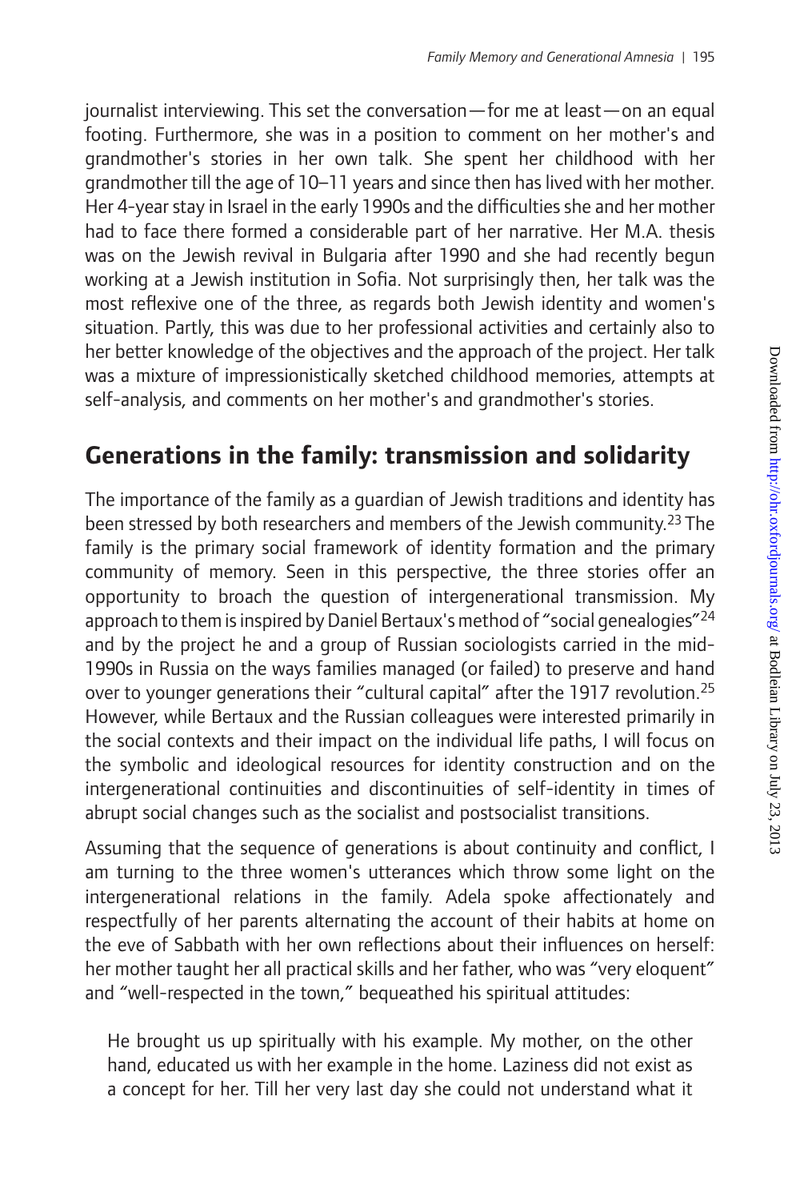journalist interviewing. This set the conversation—for me at least—on an equal footing. Furthermore, she was in a position to comment on her mother's and grandmother's stories in her own talk. She spent her childhood with her grandmother till the age of 10–11 years and since then has lived with her mother. Her 4-year stay in Israel in the early 1990s and the difficulties she and her mother had to face there formed a considerable part of her narrative. Her M.A. thesis was on the Jewish revival in Bulgaria after 1990 and she had recently begun working at a Jewish institution in Sofia. Not surprisingly then, her talk was the most reflexive one of the three, as regards both Jewish identity and women's situation. Partly, this was due to her professional activities and certainly also to her better knowledge of the objectives and the approach of the project. Her talk was a mixture of impressionistically sketched childhood memories, attempts at self-analysis, and comments on her mother's and grandmother's stories.

## Generations in the family: transmission and solidarity

The importance of the family as a guardian of Jewish traditions and identity has been stressed by both researchers and members of the Jewish community.[23] The family is the primary social framework of identity formation and the primary community of memory. Seen in this perspective, the three stories offer an opportunity to broach the question of intergenerational transmission. My approach to them is inspired by Daniel Bertaux's method of "social genealogies"[24] and by the project he and a group of Russian sociologists carried in the mid-1990s in Russia on the ways families managed (or failed) to preserve and hand over to younger generations their "cultural capital" after the 1917 revolution.[25] However, while Bertaux and the Russian colleagues were interested primarily in the social contexts and their impact on the individual life paths, I will focus on the symbolic and ideological resources for identity construction and on the intergenerational continuities and discontinuities of self-identity in times of abrupt social changes such as the socialist and postsocialist transitions.

Assuming that the sequence of generations is about continuity and conflict, I am turning to the three women's utterances which throw some light on the intergenerational relations in the family. Adela spoke affectionately and respectfully of her parents alternating the account of their habits at home on the eve of Sabbath with her own reflections about their influences on herself: her mother taught her all practical skills and her father, who was "very eloquent" and "well-respected in the town," bequeathed his spiritual attitudes:

> He brought us up spiritually with his example. My mother, on the other hand, educated us with her example in the home. Laziness did not exist as a concept for her. Till her very last day she could not understand what it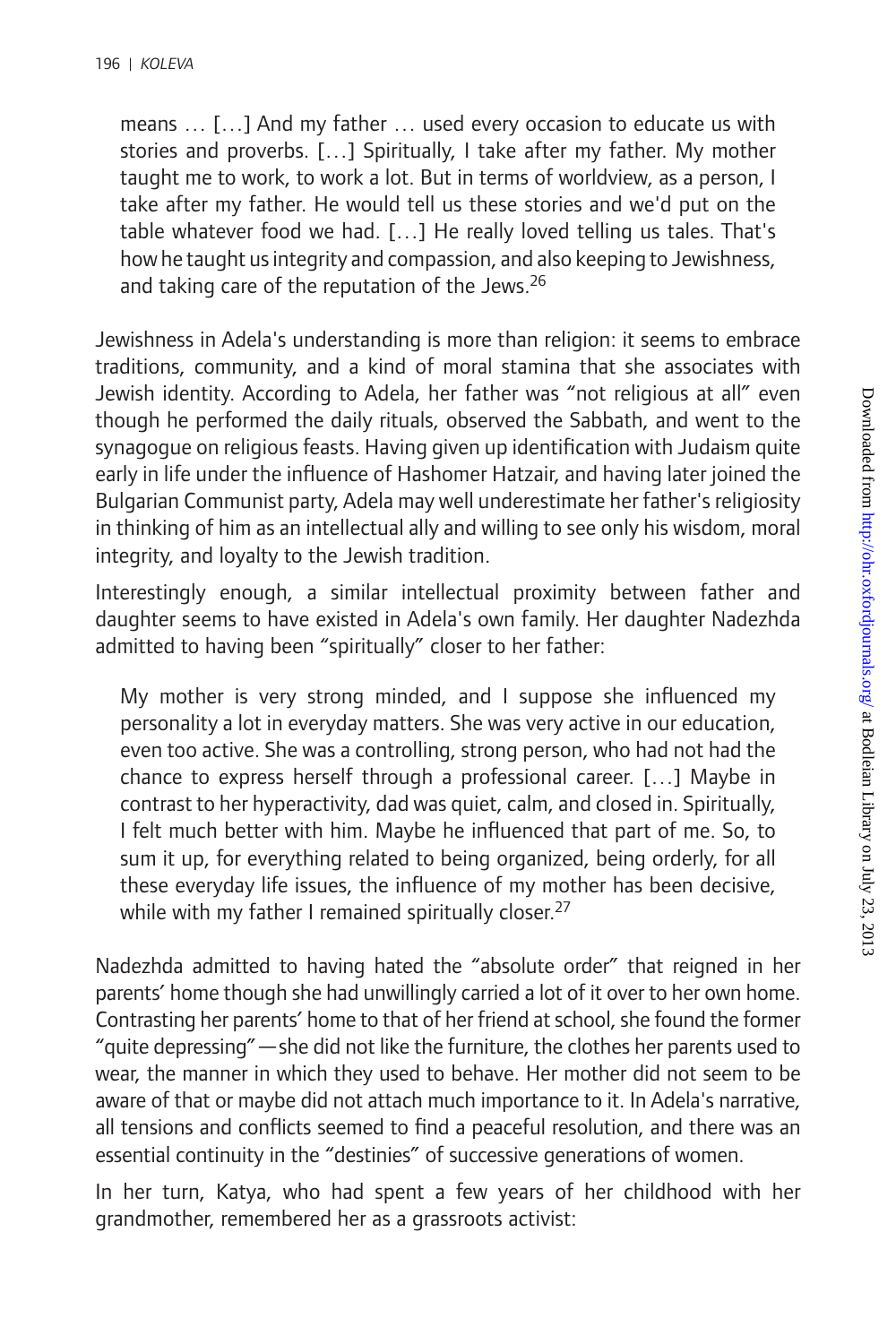> means … […] And my father … used every occasion to educate us with stories and proverbs. […] Spiritually, I take after my father. My mother taught me to work, to work a lot. But in terms of worldview, as a person, I take after my father. He would tell us these stories and we'd put on the table whatever food we had. […] He really loved telling us tales. That's how he taught us integrity and compassion, and also keeping to Jewishness, and taking care of the reputation of the Jews.[26]

Jewishness in Adela's understanding is more than religion: it seems to embrace traditions, community, and a kind of moral stamina that she associates with Jewish identity. According to Adela, her father was "not religious at all" even though he performed the daily rituals, observed the Sabbath, and went to the synagogue on religious feasts. Having given up identification with Judaism quite early in life under the influence of Hashomer Hatzair, and having later joined the Bulgarian Communist party, Adela may well underestimate her father's religiosity in thinking of him as an intellectual ally and willing to see only his wisdom, moral integrity, and loyalty to the Jewish tradition.

Interestingly enough, a similar intellectual proximity between father and daughter seems to have existed in Adela's own family. Her daughter Nadezhda admitted to having been "spiritually" closer to her father:

> My mother is very strong minded, and I suppose she influenced my personality a lot in everyday matters. She was very active in our education, even too active. She was a controlling, strong person, who had not had the chance to express herself through a professional career. […] Maybe in contrast to her hyperactivity, dad was quiet, calm, and closed in. Spiritually, I felt much better with him. Maybe he influenced that part of me. So, to sum it up, for everything related to being organized, being orderly, for all these everyday life issues, the influence of my mother has been decisive, while with my father I remained spiritually closer.[27]

Nadezhda admitted to having hated the "absolute order" that reigned in her parents' home though she had unwillingly carried a lot of it over to her own home. Contrasting her parents' home to that of her friend at school, she found the former "quite depressing"—she did not like the furniture, the clothes her parents used to wear, the manner in which they used to behave. Her mother did not seem to be aware of that or maybe did not attach much importance to it. In Adela's narrative, all tensions and conflicts seemed to find a peaceful resolution, and there was an essential continuity in the "destinies" of successive generations of women.

In her turn, Katya, who had spent a few years of her childhood with her grandmother, remembered her as a grassroots activist: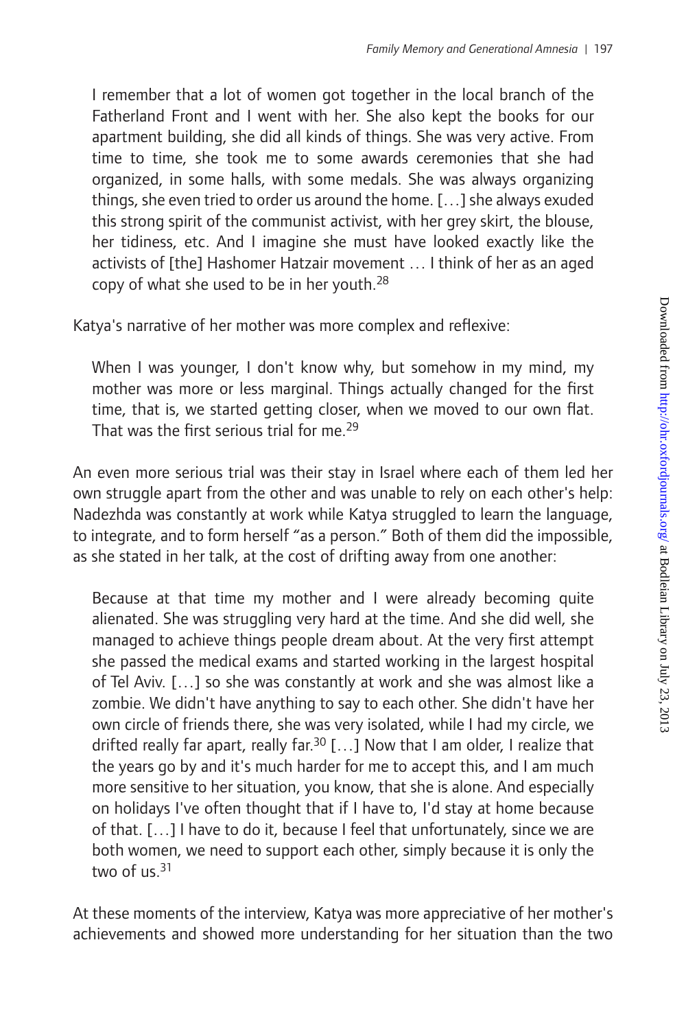> I remember that a lot of women got together in the local branch of the Fatherland Front and I went with her. She also kept the books for our apartment building, she did all kinds of things. She was very active. From time to time, she took me to some awards ceremonies that she had organized, in some halls, with some medals. She was always organizing things, she even tried to order us around the home. […] she always exuded this strong spirit of the communist activist, with her grey skirt, the blouse, her tidiness, etc. And I imagine she must have looked exactly like the activists of [the] Hashomer Hatzair movement … I think of her as an aged copy of what she used to be in her youth.[28]

Katya's narrative of her mother was more complex and reflexive:

> When I was younger, I don't know why, but somehow in my mind, my mother was more or less marginal. Things actually changed for the first time, that is, we started getting closer, when we moved to our own flat. That was the first serious trial for me.[29]

An even more serious trial was their stay in Israel where each of them led her own struggle apart from the other and was unable to rely on each other's help: Nadezhda was constantly at work while Katya struggled to learn the language, to integrate, and to form herself "as a person." Both of them did the impossible, as she stated in her talk, at the cost of drifting away from one another:

> Because at that time my mother and I were already becoming quite alienated. She was struggling very hard at the time. And she did well, she managed to achieve things people dream about. At the very first attempt she passed the medical exams and started working in the largest hospital of Tel Aviv. […] so she was constantly at work and she was almost like a zombie. We didn't have anything to say to each other. She didn't have her own circle of friends there, she was very isolated, while I had my circle, we drifted really far apart, really far.[30] […] Now that I am older, I realize that the years go by and it's much harder for me to accept this, and I am much more sensitive to her situation, you know, that she is alone. And especially on holidays I've often thought that if I have to, I'd stay at home because of that. […] I have to do it, because I feel that unfortunately, since we are both women, we need to support each other, simply because it is only the two of us.[31]

At these moments of the interview, Katya was more appreciative of her mother's achievements and showed more understanding for her situation than the two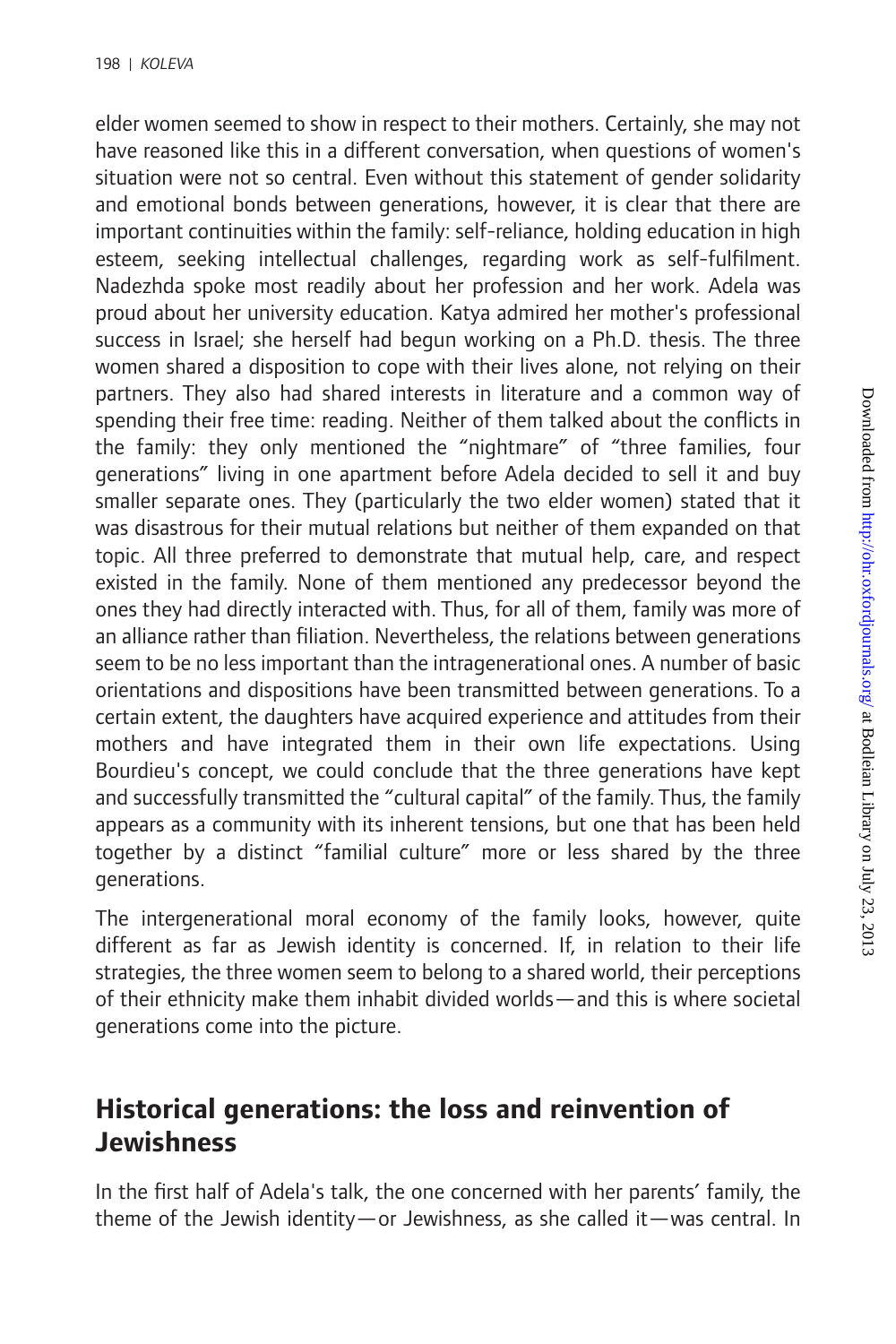elder women seemed to show in respect to their mothers. Certainly, she may not have reasoned like this in a different conversation, when questions of women's situation were not so central. Even without this statement of gender solidarity and emotional bonds between generations, however, it is clear that there are important continuities within the family: self-reliance, holding education in high esteem, seeking intellectual challenges, regarding work as self-fulfilment. Nadezhda spoke most readily about her profession and her work. Adela was proud about her university education. Katya admired her mother's professional success in Israel; she herself had begun working on a Ph.D. thesis. The three women shared a disposition to cope with their lives alone, not relying on their partners. They also had shared interests in literature and a common way of spending their free time: reading. Neither of them talked about the conflicts in the family: they only mentioned the "nightmare" of "three families, four generations" living in one apartment before Adela decided to sell it and buy smaller separate ones. They (particularly the two elder women) stated that it was disastrous for their mutual relations but neither of them expanded on that topic. All three preferred to demonstrate that mutual help, care, and respect existed in the family. None of them mentioned any predecessor beyond the ones they had directly interacted with. Thus, for all of them, family was more of an alliance rather than filiation. Nevertheless, the relations between generations seem to be no less important than the intragenerational ones. A number of basic orientations and dispositions have been transmitted between generations. To a certain extent, the daughters have acquired experience and attitudes from their mothers and have integrated them in their own life expectations. Using Bourdieu's concept, we could conclude that the three generations have kept and successfully transmitted the "cultural capital" of the family. Thus, the family appears as a community with its inherent tensions, but one that has been held together by a distinct "familial culture" more or less shared by the three generations.

The intergenerational moral economy of the family looks, however, quite different as far as Jewish identity is concerned. If, in relation to their life strategies, the three women seem to belong to a shared world, their perceptions of their ethnicity make them inhabit divided worlds—and this is where societal generations come into the picture.

## Historical generations: the loss and reinvention of Jewishness

In the first half of Adela's talk, the one concerned with her parents' family, the theme of the Jewish identity—or Jewishness, as she called it—was central. In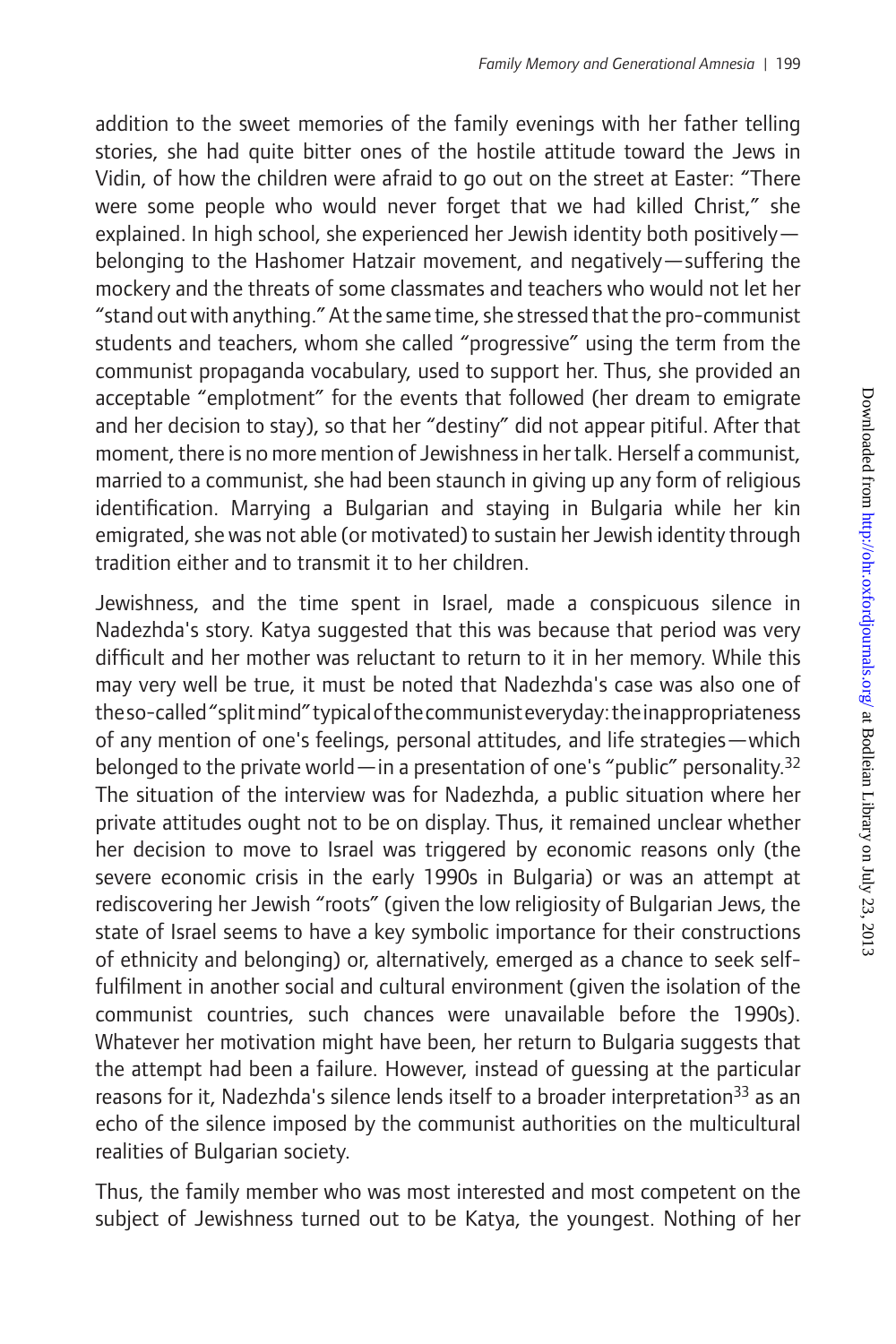addition to the sweet memories of the family evenings with her father telling stories, she had quite bitter ones of the hostile attitude toward the Jews in Vidin, of how the children were afraid to go out on the street at Easter: "There were some people who would never forget that we had killed Christ," she explained. In high school, she experienced her Jewish identity both positively—belonging to the Hashomer Hatzair movement, and negatively—suffering the mockery and the threats of some classmates and teachers who would not let her "stand out with anything." At the same time, she stressed that the pro-communist students and teachers, whom she called "progressive" using the term from the communist propaganda vocabulary, used to support her. Thus, she provided an acceptable "emplotment" for the events that followed (her dream to emigrate and her decision to stay), so that her "destiny" did not appear pitiful. After that moment, there is no more mention of Jewishness in her talk. Herself a communist, married to a communist, she had been staunch in giving up any form of religious identification. Marrying a Bulgarian and staying in Bulgaria while her kin emigrated, she was not able (or motivated) to sustain her Jewish identity through tradition either and to transmit it to her children.

Jewishness, and the time spent in Israel, made a conspicuous silence in Nadezhda's story. Katya suggested that this was because that period was very difficult and her mother was reluctant to return to it in her memory. While this may very well be true, it must be noted that Nadezhda's case was also one of the so-called "split mind" typical of the communist everyday: the inappropriateness of any mention of one's feelings, personal attitudes, and life strategies—which belonged to the private world—in a presentation of one's "public" personality.[32] The situation of the interview was for Nadezhda, a public situation where her private attitudes ought not to be on display. Thus, it remained unclear whether her decision to move to Israel was triggered by economic reasons only (the severe economic crisis in the early 1990s in Bulgaria) or was an attempt at rediscovering her Jewish "roots" (given the low religiosity of Bulgarian Jews, the state of Israel seems to have a key symbolic importance for their constructions of ethnicity and belonging) or, alternatively, emerged as a chance to seek self-fulfilment in another social and cultural environment (given the isolation of the communist countries, such chances were unavailable before the 1990s). Whatever her motivation might have been, her return to Bulgaria suggests that the attempt had been a failure. However, instead of guessing at the particular reasons for it, Nadezhda's silence lends itself to a broader interpretation[33] as an echo of the silence imposed by the communist authorities on the multicultural realities of Bulgarian society.

Thus, the family member who was most interested and most competent on the subject of Jewishness turned out to be Katya, the youngest. Nothing of her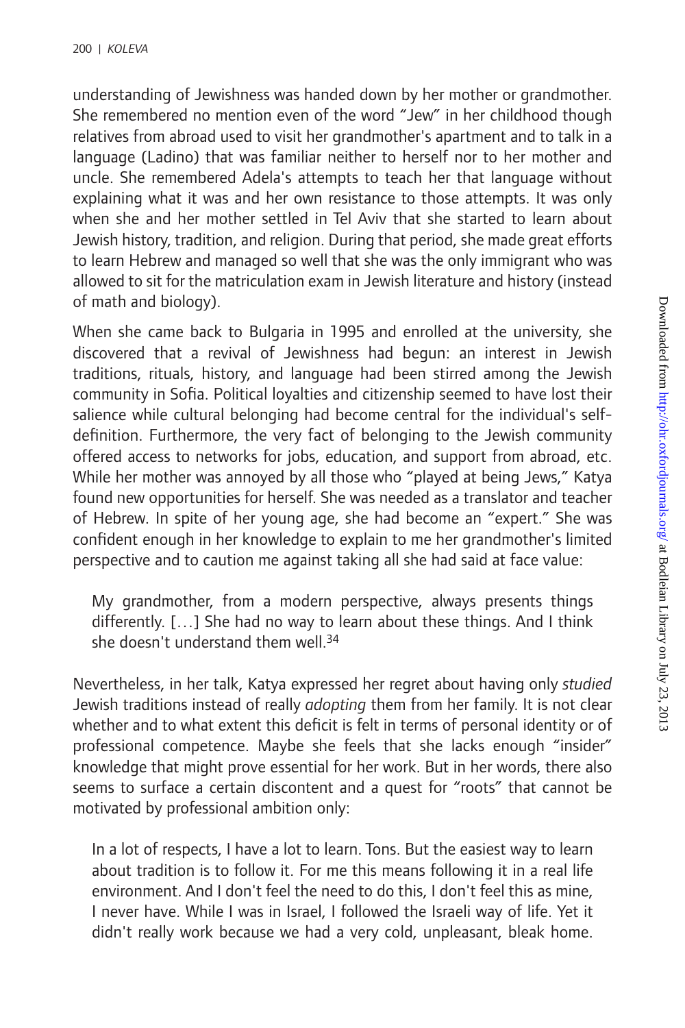understanding of Jewishness was handed down by her mother or grandmother. She remembered no mention even of the word "Jew" in her childhood though relatives from abroad used to visit her grandmother's apartment and to talk in a language (Ladino) that was familiar neither to herself nor to her mother and uncle. She remembered Adela's attempts to teach her that language without explaining what it was and her own resistance to those attempts. It was only when she and her mother settled in Tel Aviv that she started to learn about Jewish history, tradition, and religion. During that period, she made great efforts to learn Hebrew and managed so well that she was the only immigrant who was allowed to sit for the matriculation exam in Jewish literature and history (instead of math and biology).

When she came back to Bulgaria in 1995 and enrolled at the university, she discovered that a revival of Jewishness had begun: an interest in Jewish traditions, rituals, history, and language had been stirred among the Jewish community in Sofia. Political loyalties and citizenship seemed to have lost their salience while cultural belonging had become central for the individual's self-definition. Furthermore, the very fact of belonging to the Jewish community offered access to networks for jobs, education, and support from abroad, etc. While her mother was annoyed by all those who "played at being Jews," Katya found new opportunities for herself. She was needed as a translator and teacher of Hebrew. In spite of her young age, she had become an "expert." She was confident enough in her knowledge to explain to me her grandmother's limited perspective and to caution me against taking all she had said at face value:

> My grandmother, from a modern perspective, always presents things differently. […] She had no way to learn about these things. And I think she doesn't understand them well.[34]

Nevertheless, in her talk, Katya expressed her regret about having only *studied* Jewish traditions instead of really *adopting* them from her family. It is not clear whether and to what extent this deficit is felt in terms of personal identity or of professional competence. Maybe she feels that she lacks enough "insider" knowledge that might prove essential for her work. But in her words, there also seems to surface a certain discontent and a quest for "roots" that cannot be motivated by professional ambition only:

> In a lot of respects, I have a lot to learn. Tons. But the easiest way to learn about tradition is to follow it. For me this means following it in a real life environment. And I don't feel the need to do this, I don't feel this as mine, I never have. While I was in Israel, I followed the Israeli way of life. Yet it didn't really work because we had a very cold, unpleasant, bleak home.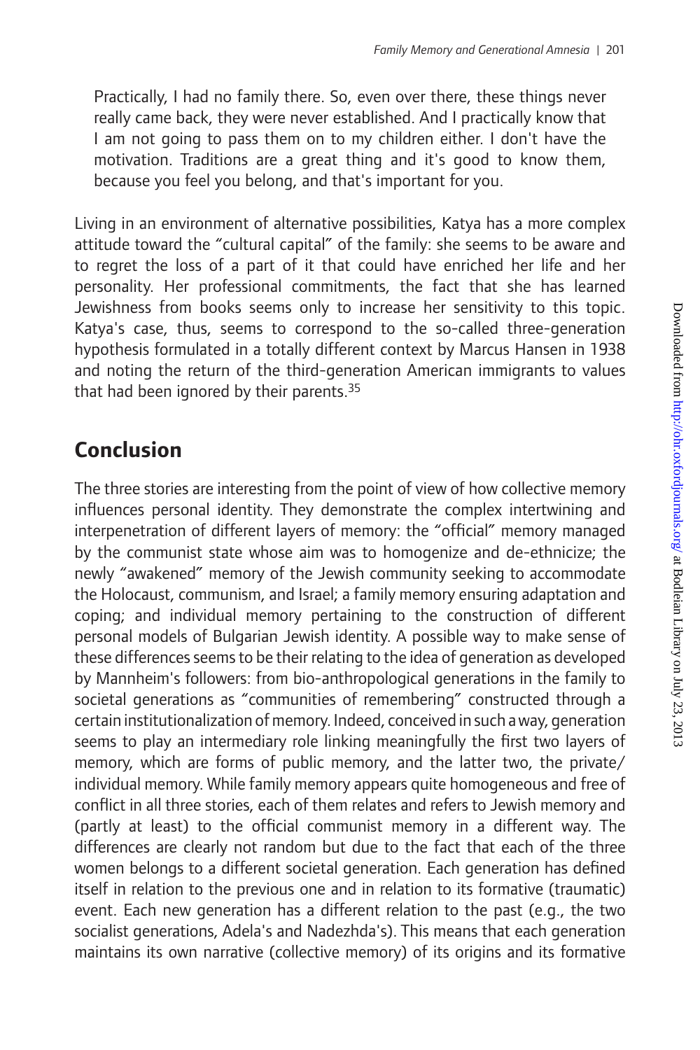> Practically, I had no family there. So, even over there, these things never really came back, they were never established. And I practically know that I am not going to pass them on to my children either. I don't have the motivation. Traditions are a great thing and it's good to know them, because you feel you belong, and that's important for you.

Living in an environment of alternative possibilities, Katya has a more complex attitude toward the "cultural capital" of the family: she seems to be aware and to regret the loss of a part of it that could have enriched her life and her personality. Her professional commitments, the fact that she has learned Jewishness from books seems only to increase her sensitivity to this topic. Katya's case, thus, seems to correspond to the so-called three-generation hypothesis formulated in a totally different context by Marcus Hansen in 1938 and noting the return of the third-generation American immigrants to values that had been ignored by their parents.[35]

## Conclusion

The three stories are interesting from the point of view of how collective memory influences personal identity. They demonstrate the complex intertwining and interpenetration of different layers of memory: the "official" memory managed by the communist state whose aim was to homogenize and de-ethnicize; the newly "awakened" memory of the Jewish community seeking to accommodate the Holocaust, communism, and Israel; a family memory ensuring adaptation and coping; and individual memory pertaining to the construction of different personal models of Bulgarian Jewish identity. A possible way to make sense of these differences seems to be their relating to the idea of generation as developed by Mannheim's followers: from bio-anthropological generations in the family to societal generations as "communities of remembering" constructed through a certain institutionalization of memory. Indeed, conceived in such a way, generation seems to play an intermediary role linking meaningfully the first two layers of memory, which are forms of public memory, and the latter two, the private/individual memory. While family memory appears quite homogeneous and free of conflict in all three stories, each of them relates and refers to Jewish memory and (partly at least) to the official communist memory in a different way. The differences are clearly not random but due to the fact that each of the three women belongs to a different societal generation. Each generation has defined itself in relation to the previous one and in relation to its formative (traumatic) event. Each new generation has a different relation to the past (e.g., the two socialist generations, Adela's and Nadezhda's). This means that each generation maintains its own narrative (collective memory) of its origins and its formative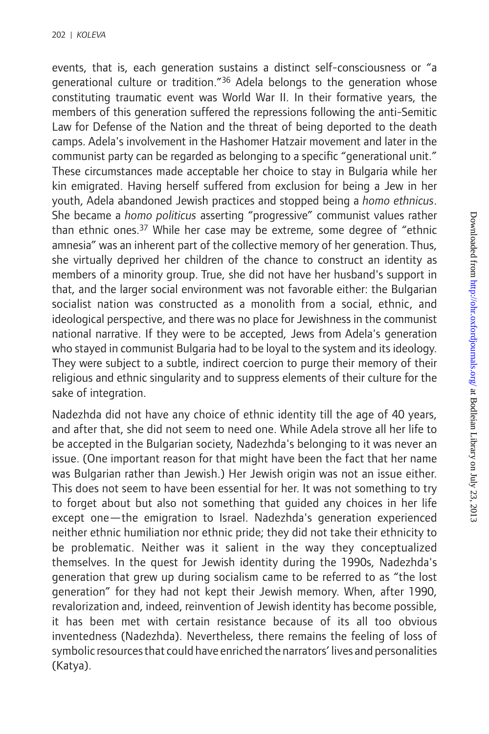events, that is, each generation sustains a distinct self-consciousness or "a generational culture or tradition."[36] Adela belongs to the generation whose constituting traumatic event was World War II. In their formative years, the members of this generation suffered the repressions following the anti-Semitic Law for Defense of the Nation and the threat of being deported to the death camps. Adela's involvement in the Hashomer Hatzair movement and later in the communist party can be regarded as belonging to a specific "generational unit." These circumstances made acceptable her choice to stay in Bulgaria while her kin emigrated. Having herself suffered from exclusion for being a Jew in her youth, Adela abandoned Jewish practices and stopped being a *homo ethnicus*. She became a *homo politicus* asserting "progressive" communist values rather than ethnic ones.[37] While her case may be extreme, some degree of "ethnic amnesia" was an inherent part of the collective memory of her generation. Thus, she virtually deprived her children of the chance to construct an identity as members of a minority group. True, she did not have her husband's support in that, and the larger social environment was not favorable either: the Bulgarian socialist nation was constructed as a monolith from a social, ethnic, and ideological perspective, and there was no place for Jewishness in the communist national narrative. If they were to be accepted, Jews from Adela's generation who stayed in communist Bulgaria had to be loyal to the system and its ideology. They were subject to a subtle, indirect coercion to purge their memory of their religious and ethnic singularity and to suppress elements of their culture for the sake of integration.

Nadezhda did not have any choice of ethnic identity till the age of 40 years, and after that, she did not seem to need one. While Adela strove all her life to be accepted in the Bulgarian society, Nadezhda's belonging to it was never an issue. (One important reason for that might have been the fact that her name was Bulgarian rather than Jewish.) Her Jewish origin was not an issue either. This does not seem to have been essential for her. It was not something to try to forget about but also not something that guided any choices in her life except one—the emigration to Israel. Nadezhda's generation experienced neither ethnic humiliation nor ethnic pride; they did not take their ethnicity to be problematic. Neither was it salient in the way they conceptualized themselves. In the quest for Jewish identity during the 1990s, Nadezhda's generation that grew up during socialism came to be referred to as "the lost generation" for they had not kept their Jewish memory. When, after 1990, revalorization and, indeed, reinvention of Jewish identity has become possible, it has been met with certain resistance because of its all too obvious inventedness (Nadezhda). Nevertheless, there remains the feeling of loss of symbolic resources that could have enriched the narrators' lives and personalities (Katya).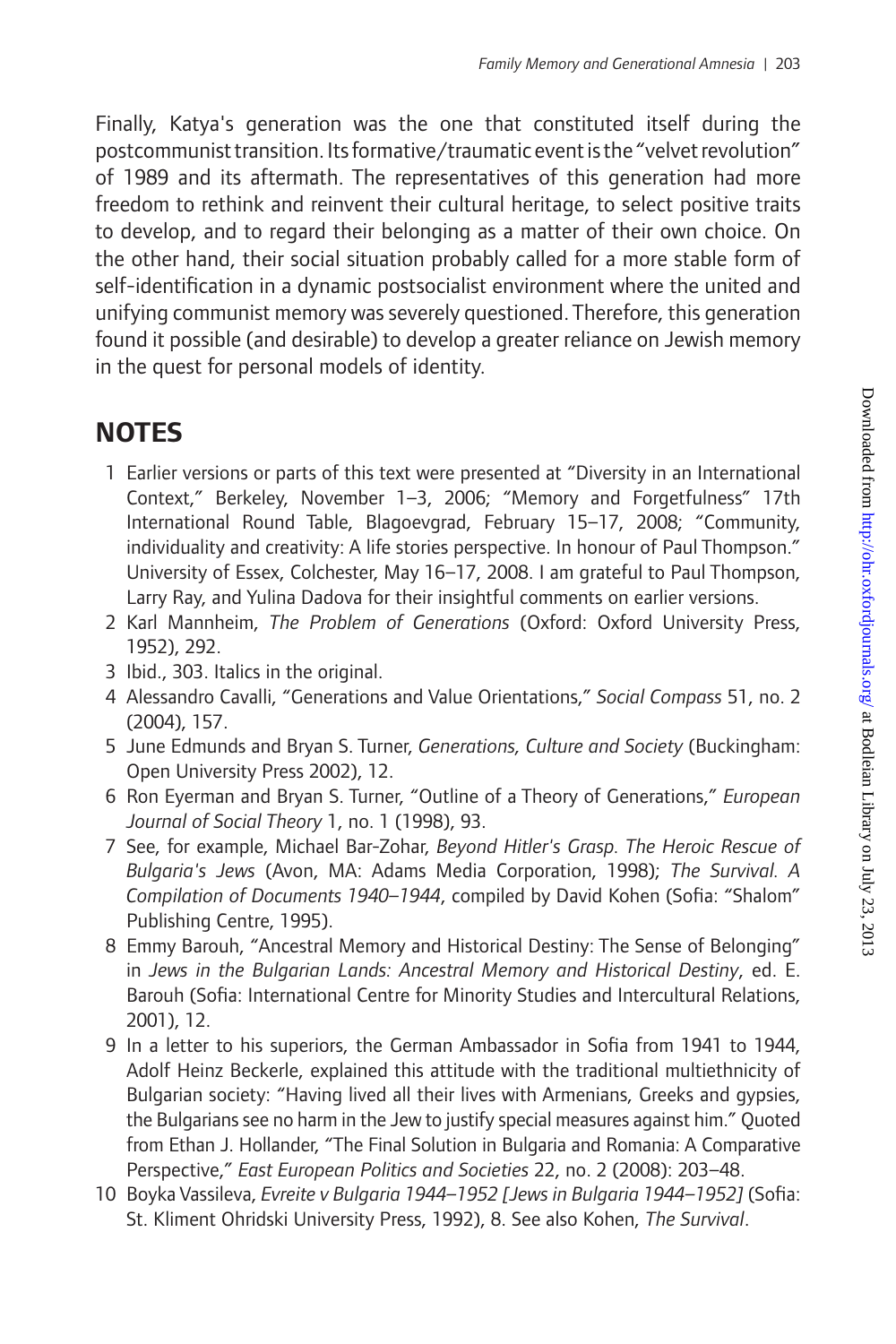Finally, Katya's generation was the one that constituted itself during the postcommunist transition. Its formative/traumatic event is the "velvet revolution" of 1989 and its aftermath. The representatives of this generation had more freedom to rethink and reinvent their cultural heritage, to select positive traits to develop, and to regard their belonging as a matter of their own choice. On the other hand, their social situation probably called for a more stable form of self-identification in a dynamic postsocialist environment where the united and unifying communist memory was severely questioned. Therefore, this generation found it possible (and desirable) to develop a greater reliance on Jewish memory in the quest for personal models of identity.

## NOTES

1. Earlier versions or parts of this text were presented at "Diversity in an International Context," Berkeley, November 1–3, 2006; "Memory and Forgetfulness" 17th International Round Table, Blagoevgrad, February 15–17, 2008; "Community, individuality and creativity: A life stories perspective. In honour of Paul Thompson." University of Essex, Colchester, May 16–17, 2008. I am grateful to Paul Thompson, Larry Ray, and Yulina Dadova for their insightful comments on earlier versions.
2. Karl Mannheim, *The Problem of Generations* (Oxford: Oxford University Press, 1952), 292.
3. Ibid., 303. Italics in the original.
4. Alessandro Cavalli, "Generations and Value Orientations," *Social Compass* 51, no. 2 (2004), 157.
5. June Edmunds and Bryan S. Turner, *Generations, Culture and Society* (Buckingham: Open University Press 2002), 12.
6. Ron Eyerman and Bryan S. Turner, "Outline of a Theory of Generations," *European Journal of Social Theory* 1, no. 1 (1998), 93.
7. See, for example, Michael Bar-Zohar, *Beyond Hitler's Grasp. The Heroic Rescue of Bulgaria's Jews* (Avon, MA: Adams Media Corporation, 1998); *The Survival. A Compilation of Documents 1940–1944*, compiled by David Kohen (Sofia: "Shalom" Publishing Centre, 1995).
8. Emmy Barouh, "Ancestral Memory and Historical Destiny: The Sense of Belonging" in *Jews in the Bulgarian Lands: Ancestral Memory and Historical Destiny*, ed. E. Barouh (Sofia: International Centre for Minority Studies and Intercultural Relations, 2001), 12.
9. In a letter to his superiors, the German Ambassador in Sofia from 1941 to 1944, Adolf Heinz Beckerle, explained this attitude with the traditional multiethnicity of Bulgarian society: "Having lived all their lives with Armenians, Greeks and gypsies, the Bulgarians see no harm in the Jew to justify special measures against him." Quoted from Ethan J. Hollander, "The Final Solution in Bulgaria and Romania: A Comparative Perspective," *East European Politics and Societies* 22, no. 2 (2008): 203–48.
10. Boyka Vassileva, *Evreite v Bulgaria 1944–1952 [Jews in Bulgaria 1944–1952]* (Sofia: St. Kliment Ohridski University Press, 1992), 8. See also Kohen, *The Survival*.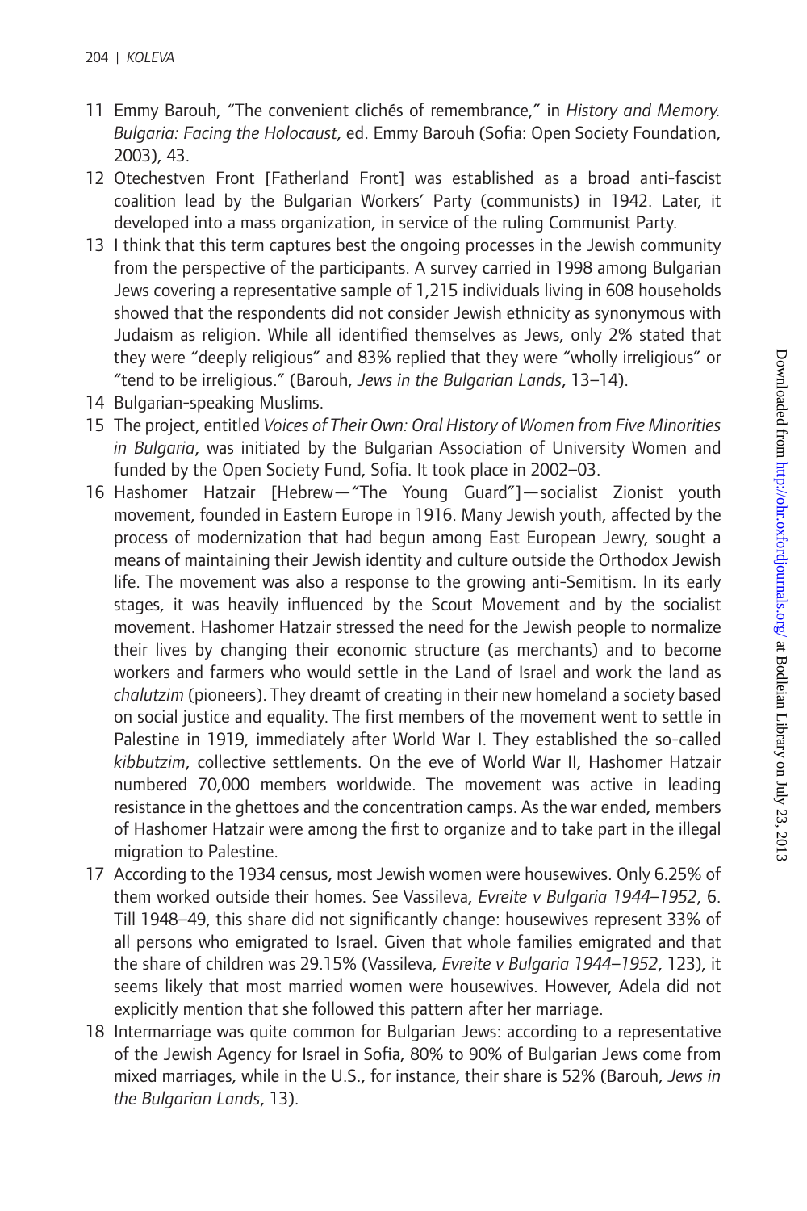11 Emmy Barouh, "The convenient clichés of remembrance," in *History and Memory. Bulgaria: Facing the Holocaust*, ed. Emmy Barouh (Sofia: Open Society Foundation, 2003), 43.

12 Otechestven Front [Fatherland Front] was established as a broad anti-fascist coalition lead by the Bulgarian Workers' Party (communists) in 1942. Later, it developed into a mass organization, in service of the ruling Communist Party.

13 I think that this term captures best the ongoing processes in the Jewish community from the perspective of the participants. A survey carried in 1998 among Bulgarian Jews covering a representative sample of 1,215 individuals living in 608 households showed that the respondents did not consider Jewish ethnicity as synonymous with Judaism as religion. While all identified themselves as Jews, only 2% stated that they were "deeply religious" and 83% replied that they were "wholly irreligious" or "tend to be irreligious." (Barouh, *Jews in the Bulgarian Lands*, 13–14).

14 Bulgarian-speaking Muslims.

15 The project, entitled *Voices of Their Own: Oral History of Women from Five Minorities in Bulgaria*, was initiated by the Bulgarian Association of University Women and funded by the Open Society Fund, Sofia. It took place in 2002–03.

16 Hashomer Hatzair [Hebrew—"The Young Guard"]—socialist Zionist youth movement, founded in Eastern Europe in 1916. Many Jewish youth, affected by the process of modernization that had begun among East European Jewry, sought a means of maintaining their Jewish identity and culture outside the Orthodox Jewish life. The movement was also a response to the growing anti-Semitism. In its early stages, it was heavily influenced by the Scout Movement and by the socialist movement. Hashomer Hatzair stressed the need for the Jewish people to normalize their lives by changing their economic structure (as merchants) and to become workers and farmers who would settle in the Land of Israel and work the land as *chalutzim* (pioneers). They dreamt of creating in their new homeland a society based on social justice and equality. The first members of the movement went to settle in Palestine in 1919, immediately after World War I. They established the so-called *kibbutzim*, collective settlements. On the eve of World War II, Hashomer Hatzair numbered 70,000 members worldwide. The movement was active in leading resistance in the ghettoes and the concentration camps. As the war ended, members of Hashomer Hatzair were among the first to organize and to take part in the illegal migration to Palestine.

17 According to the 1934 census, most Jewish women were housewives. Only 6.25% of them worked outside their homes. See Vassileva, *Evreite v Bulgaria 1944–1952*, 6. Till 1948–49, this share did not significantly change: housewives represent 33% of all persons who emigrated to Israel. Given that whole families emigrated and that the share of children was 29.15% (Vassileva, *Evreite v Bulgaria 1944–1952*, 123), it seems likely that most married women were housewives. However, Adela did not explicitly mention that she followed this pattern after her marriage.

18 Intermarriage was quite common for Bulgarian Jews: according to a representative of the Jewish Agency for Israel in Sofia, 80% to 90% of Bulgarian Jews come from mixed marriages, while in the U.S., for instance, their share is 52% (Barouh, *Jews in the Bulgarian Lands*, 13).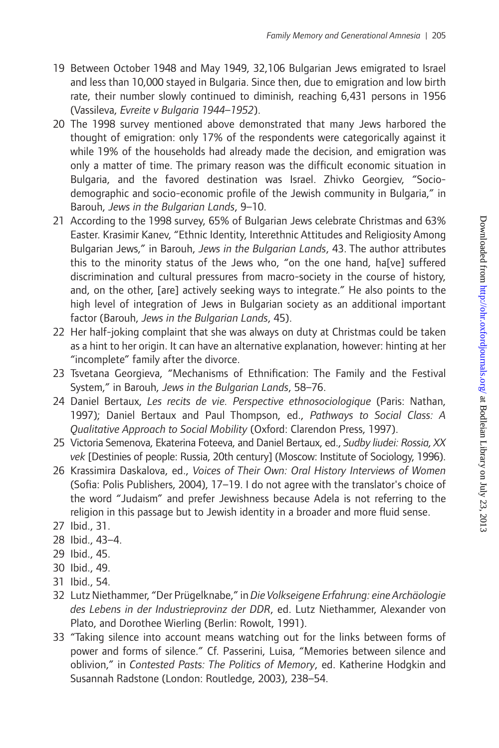19 Between October 1948 and May 1949, 32,106 Bulgarian Jews emigrated to Israel and less than 10,000 stayed in Bulgaria. Since then, due to emigration and low birth rate, their number slowly continued to diminish, reaching 6,431 persons in 1956 (Vassileva, *Evreite v Bulgaria 1944–1952*).

20 The 1998 survey mentioned above demonstrated that many Jews harbored the thought of emigration: only 17% of the respondents were categorically against it while 19% of the households had already made the decision, and emigration was only a matter of time. The primary reason was the difficult economic situation in Bulgaria, and the favored destination was Israel. Zhivko Georgiev, "Socio-demographic and socio-economic profile of the Jewish community in Bulgaria," in Barouh, *Jews in the Bulgarian Lands*, 9–10.

21 According to the 1998 survey, 65% of Bulgarian Jews celebrate Christmas and 63% Easter. Krasimir Kanev, "Ethnic Identity, Interethnic Attitudes and Religiosity Among Bulgarian Jews," in Barouh, *Jews in the Bulgarian Lands*, 43. The author attributes this to the minority status of the Jews who, "on the one hand, ha[ve] suffered discrimination and cultural pressures from macro-society in the course of history, and, on the other, [are] actively seeking ways to integrate." He also points to the high level of integration of Jews in Bulgarian society as an additional important factor (Barouh, *Jews in the Bulgarian Lands*, 45).

22 Her half-joking complaint that she was always on duty at Christmas could be taken as a hint to her origin. It can have an alternative explanation, however: hinting at her "incomplete" family after the divorce.

23 Tsvetana Georgieva, "Mechanisms of Ethnification: The Family and the Festival System," in Barouh, *Jews in the Bulgarian Lands*, 58–76.

24 Daniel Bertaux, *Les recits de vie. Perspective ethnosociologique* (Paris: Nathan, 1997); Daniel Bertaux and Paul Thompson, ed., *Pathways to Social Class: A Qualitative Approach to Social Mobility* (Oxford: Clarendon Press, 1997).

25 Victoria Semenova, Ekaterina Foteeva, and Daniel Bertaux, ed., *Sudby liudei: Rossia, XX vek* [Destinies of people: Russia, 20th century] (Moscow: Institute of Sociology, 1996).

26 Krassimira Daskalova, ed., *Voices of Their Own: Oral History Interviews of Women* (Sofia: Polis Publishers, 2004), 17–19. I do not agree with the translator's choice of the word "Judaism" and prefer Jewishness because Adela is not referring to the religion in this passage but to Jewish identity in a broader and more fluid sense.

27 Ibid., 31.

28 Ibid., 43–4.

29 Ibid., 45.

30 Ibid., 49.

31 Ibid., 54.

32 Lutz Niethammer, "Der Prügelknabe," in *Die Volkseigene Erfahrung: eine Archäologie des Lebens in der Industrieprovinz der DDR*, ed. Lutz Niethammer, Alexander von Plato, and Dorothee Wierling (Berlin: Rowolt, 1991).

33 "Taking silence into account means watching out for the links between forms of power and forms of silence." Cf. Passerini, Luisa, "Memories between silence and oblivion," in *Contested Pasts: The Politics of Memory*, ed. Katherine Hodgkin and Susannah Radstone (London: Routledge, 2003), 238–54.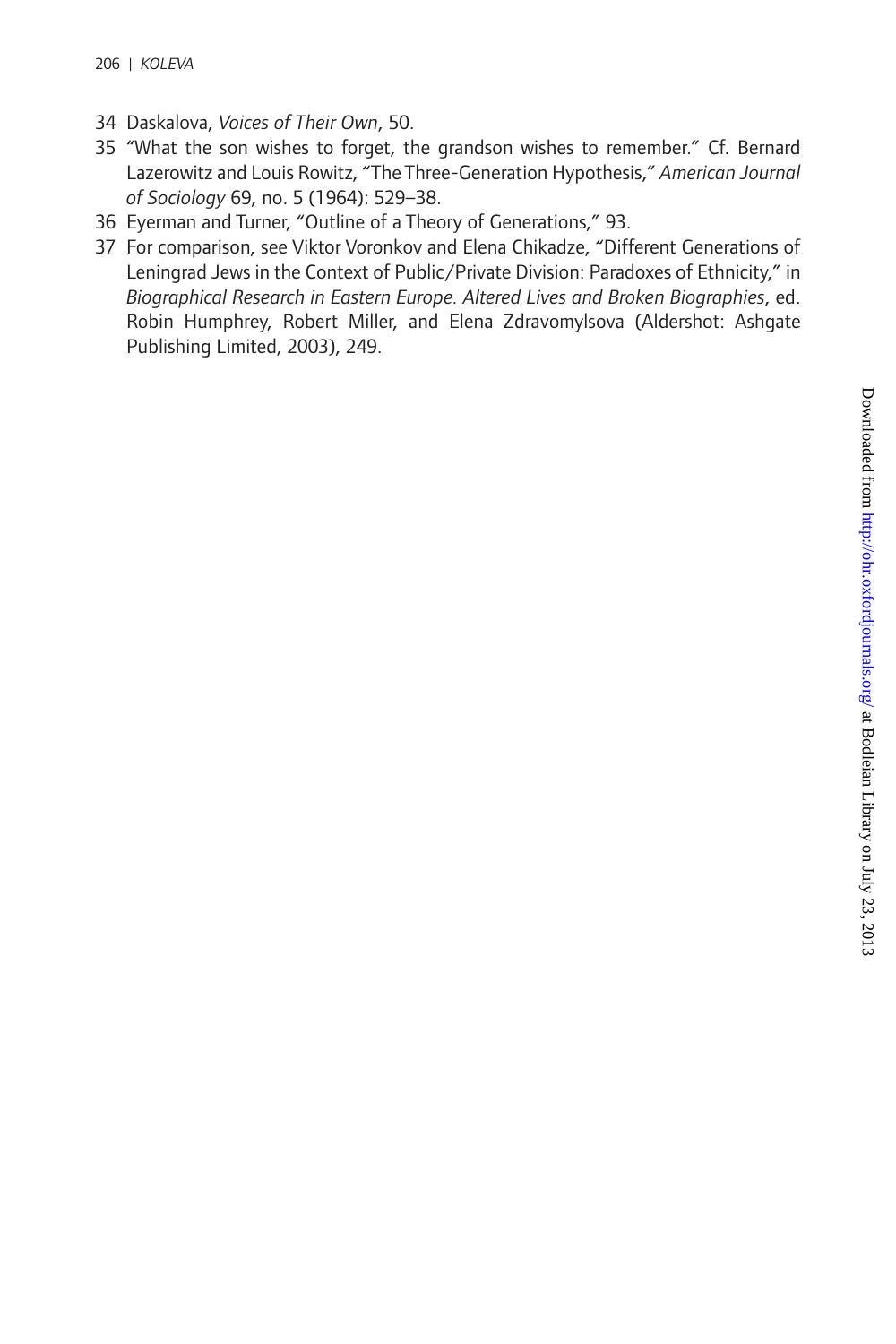34 Daskalova, *Voices of Their Own*, 50.

35 "What the son wishes to forget, the grandson wishes to remember." Cf. Bernard Lazerowitz and Louis Rowitz, "The Three-Generation Hypothesis," *American Journal of Sociology* 69, no. 5 (1964): 529–38.

36 Eyerman and Turner, "Outline of a Theory of Generations," 93.

37 For comparison, see Viktor Voronkov and Elena Chikadze, "Different Generations of Leningrad Jews in the Context of Public/Private Division: Paradoxes of Ethnicity," in *Biographical Research in Eastern Europe. Altered Lives and Broken Biographies*, ed. Robin Humphrey, Robert Miller, and Elena Zdravomylsova (Aldershot: Ashgate Publishing Limited, 2003), 249.